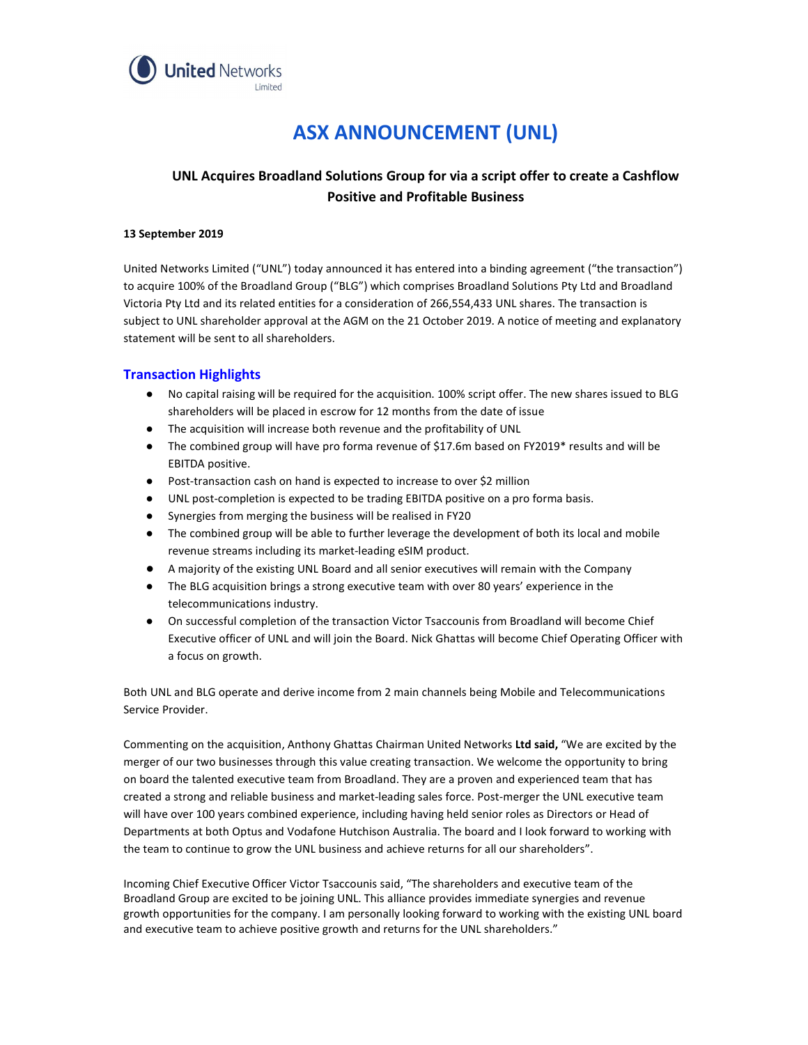# ASX ANNOUNCEMENT (UNL)

## UNL Acquires Broadland Solutions Group for via a script offer to create a Cashflow Positive and Profitable Business

**13 September 2019**

United Networks Limited ("UNL") today announced it has entered into a binding agreement ("the transaction") to acquire 100% of the Broadland Group ("BLG") which comprises Broadland Solutions Pty Ltd and Broadland Victoria Pty Ltd and its related entities for a consideration of 266,554,433 UNL shares. The transaction is subject to UNL shareholder approval at the AGM on the 21 October 2019. A notice of meeting and explanatory statement will be sent to all shareholders.

### Transaction Highlights

- No capital raising will be required for the acquisition. 100% script offer. The new shares issued to BLG shareholders will be placed in escrow for 12 months from the date of issue
- The acquisition will increase both revenue and the profitability of UNL
- The combined group will have pro forma revenue of $17.6m based on FY2019* results and will be EBITDA positive.
- Post-transaction cash on hand is expected to increase to over $2 million
- UNL post-completion is expected to be trading EBITDA positive on a pro forma basis.
- Synergies from merging the business will be realised in FY20
- The combined group will be able to further leverage the development of both its local and mobile revenue streams including its market-leading eSIM product.
- A majority of the existing UNL Board and all senior executives will remain with the Company
- The BLG acquisition brings a strong executive team with over 80 years' experience in the telecommunications industry.
- On successful completion of the transaction Victor Tsaccounis from Broadland will become Chief Executive officer of UNL and will join the Board. Nick Ghattas will become Chief Operating Officer with a focus on growth.

Both UNL and BLG operate and derive income from 2 main channels being Mobile and Telecommunications Service Provider.

Commenting on the acquisition, Anthony Ghattas Chairman United Networks **Ltd said,** "We are excited by the merger of our two businesses through this value creating transaction. We welcome the opportunity to bring on board the talented executive team from Broadland. They are a proven and experienced team that has created a strong and reliable business and market-leading sales force. Post-merger the UNL executive team will have over 100 years combined experience, including having held senior roles as Directors or Head of Departments at both Optus and Vodafone Hutchison Australia. The board and I look forward to working with the team to continue to grow the UNL business and achieve returns for all our shareholders".

Incoming Chief Executive Officer Victor Tsaccounis said, "The shareholders and executive team of the Broadland Group are excited to be joining UNL. This alliance provides immediate synergies and revenue growth opportunities for the company. I am personally looking forward to working with the existing UNL board and executive team to achieve positive growth and returns for the UNL shareholders."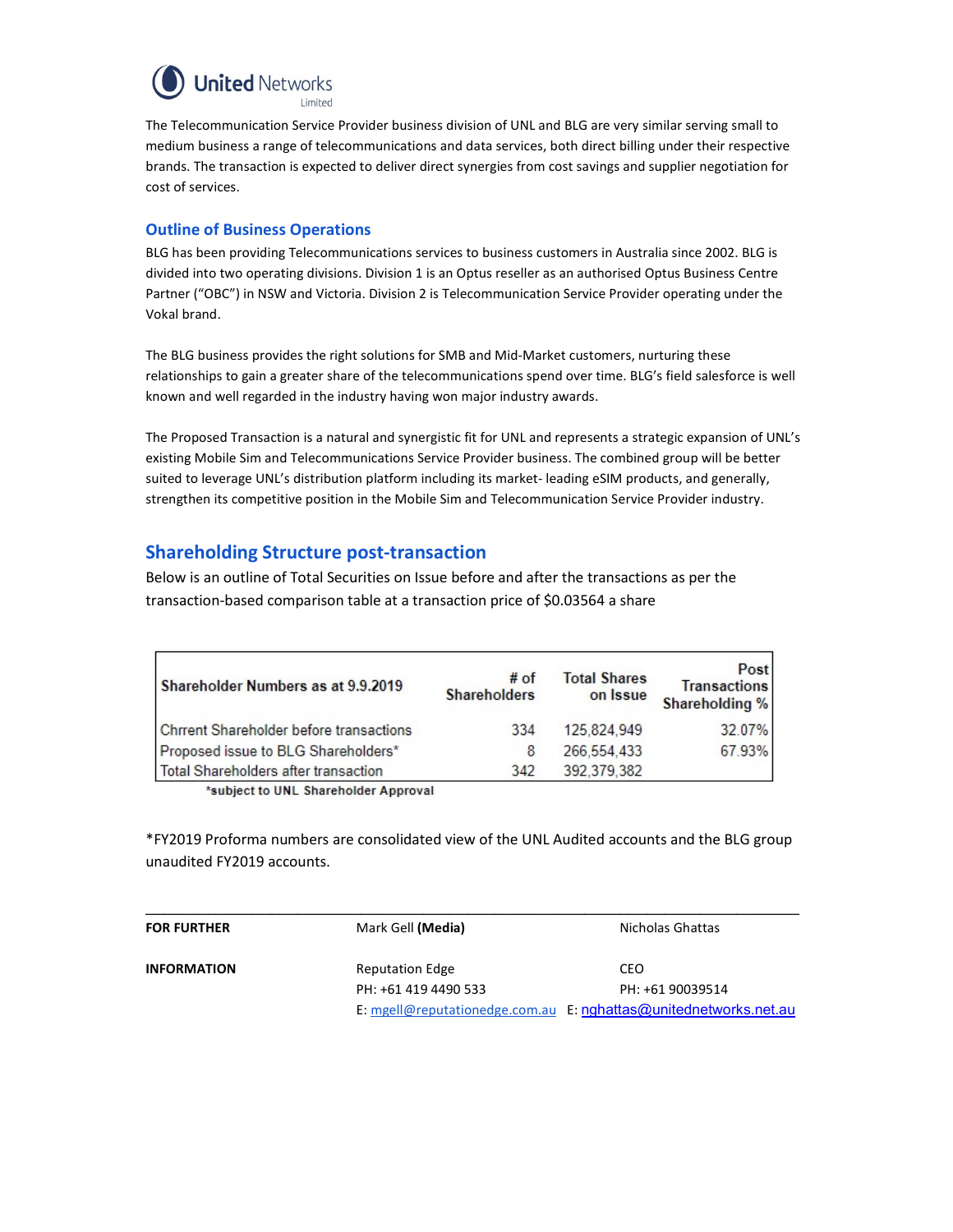The Telecommunication Service Provider business division of UNL and BLG are very similar serving small to medium business a range of telecommunications and data services, both direct billing under their respective brands. The transaction is expected to deliver direct synergies from cost savings and supplier negotiation for cost of services.

## Outline of Business Operations

BLG has been providing Telecommunications services to business customers in Australia since 2002. BLG is divided into two operating divisions. Division 1 is an Optus reseller as an authorised Optus Business Centre Partner ("OBC") in NSW and Victoria. Division 2 is Telecommunication Service Provider operating under the Vokal brand.

The BLG business provides the right solutions for SMB and Mid-Market customers, nurturing these relationships to gain a greater share of the telecommunications spend over time. BLG's field salesforce is well known and well regarded in the industry having won major industry awards.

The Proposed Transaction is a natural and synergistic fit for UNL and represents a strategic expansion of UNL's existing Mobile Sim and Telecommunications Service Provider business. The combined group will be better suited to leverage UNL's distribution platform including its market- leading eSIM products, and generally, strengthen its competitive position in the Mobile Sim and Telecommunication Service Provider industry.

## Shareholding Structure post-transaction

Below is an outline of Total Securities on Issue before and after the transactions as per the transaction-based comparison table at a transaction price of $0.03564 a share

| Shareholder Numbers as at 9.9.2019 | # of Shareholders | Total Shares on Issue | Post Transactions Shareholding % |
|---|---|---|---|
| Chrrent Shareholder before transactions | 334 | 125,824,949 | 32.07% |
| Proposed issue to BLG Shareholders* | 8 | 266,554,433 | 67.93% |
| Total Shareholders after transaction | 342 | 392,379,382 | |

*subject to UNL Shareholder Approval

*FY2019 Proforma numbers are consolidated view of the UNL Audited accounts and the BLG group unaudited FY2019 accounts.

---

| | | |
|---|---|---|
| **FOR FURTHER** | Mark Gell **(Media)** | Nicholas Ghattas |
| **INFORMATION** | Reputation Edge | CEO |
| | PH: +61 419 4490 533 | PH: +61 90039514 |
| | E: mgell@reputationedge.com.au | E: nghattas@unitednetworks.net.au |